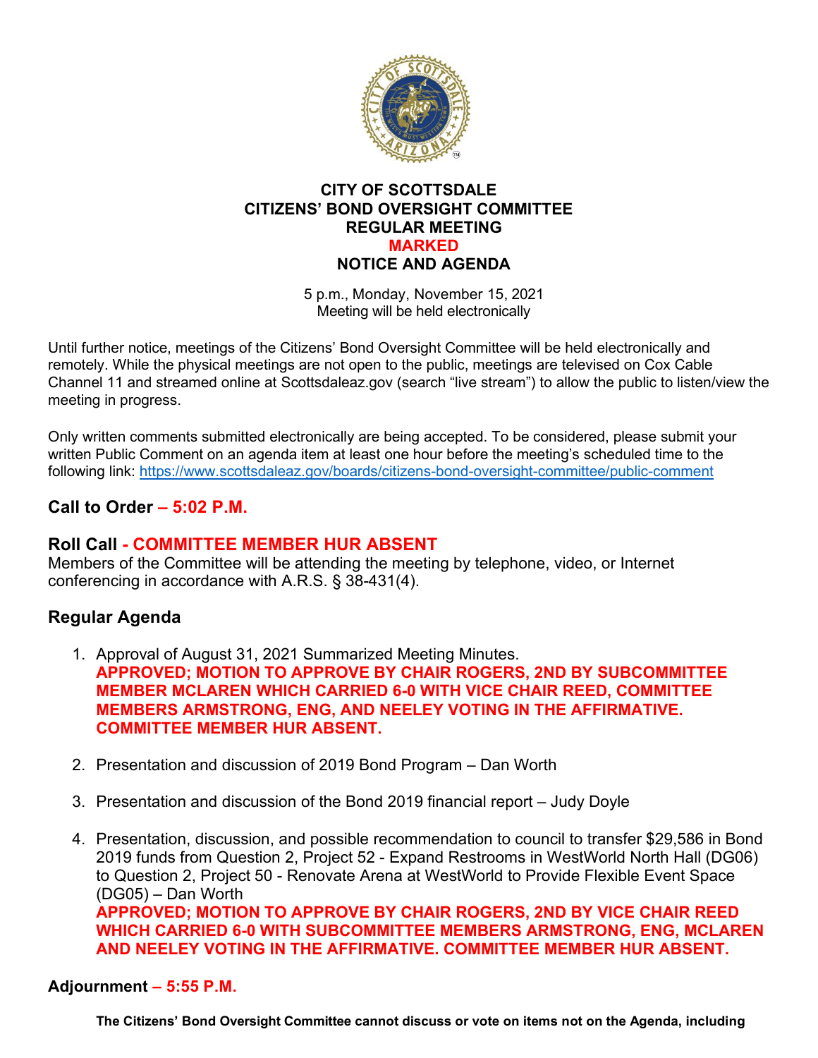# CITY OF SCOTTSDALE
# CITIZENS' BOND OVERSIGHT COMMITTEE
# REGULAR MEETING
# MARKED
# NOTICE AND AGENDA

5 p.m., Monday, November 15, 2021
Meeting will be held electronically

Until further notice, meetings of the Citizens' Bond Oversight Committee will be held electronically and remotely. While the physical meetings are not open to the public, meetings are televised on Cox Cable Channel 11 and streamed online at Scottsdaleaz.gov (search "live stream") to allow the public to listen/view the meeting in progress.

Only written comments submitted electronically are being accepted. To be considered, please submit your written Public Comment on an agenda item at least one hour before the meeting's scheduled time to the following link: https://www.scottsdaleaz.gov/boards/citizens-bond-oversight-committee/public-comment

## Call to Order – 5:02 P.M.

## Roll Call - COMMITTEE MEMBER HUR ABSENT

Members of the Committee will be attending the meeting by telephone, video, or Internet conferencing in accordance with A.R.S. § 38-431(4).

## Regular Agenda

1. Approval of August 31, 2021 Summarized Meeting Minutes.
   **APPROVED; MOTION TO APPROVE BY CHAIR ROGERS, 2ND BY SUBCOMMITTEE MEMBER MCLAREN WHICH CARRIED 6-0 WITH VICE CHAIR REED, COMMITTEE MEMBERS ARMSTRONG, ENG, AND NEELEY VOTING IN THE AFFIRMATIVE. COMMITTEE MEMBER HUR ABSENT.**

2. Presentation and discussion of 2019 Bond Program – Dan Worth

3. Presentation and discussion of the Bond 2019 financial report – Judy Doyle

4. Presentation, discussion, and possible recommendation to council to transfer $29,586 in Bond 2019 funds from Question 2, Project 52 - Expand Restrooms in WestWorld North Hall (DG06) to Question 2, Project 50 - Renovate Arena at WestWorld to Provide Flexible Event Space (DG05) – Dan Worth
   **APPROVED; MOTION TO APPROVE BY CHAIR ROGERS, 2ND BY VICE CHAIR REED WHICH CARRIED 6-0 WITH SUBCOMMITTEE MEMBERS ARMSTRONG, ENG, MCLAREN AND NEELEY VOTING IN THE AFFIRMATIVE. COMMITTEE MEMBER HUR ABSENT.**

## Adjournment – 5:55 P.M.

**The Citizens' Bond Oversight Committee cannot discuss or vote on items not on the Agenda, including**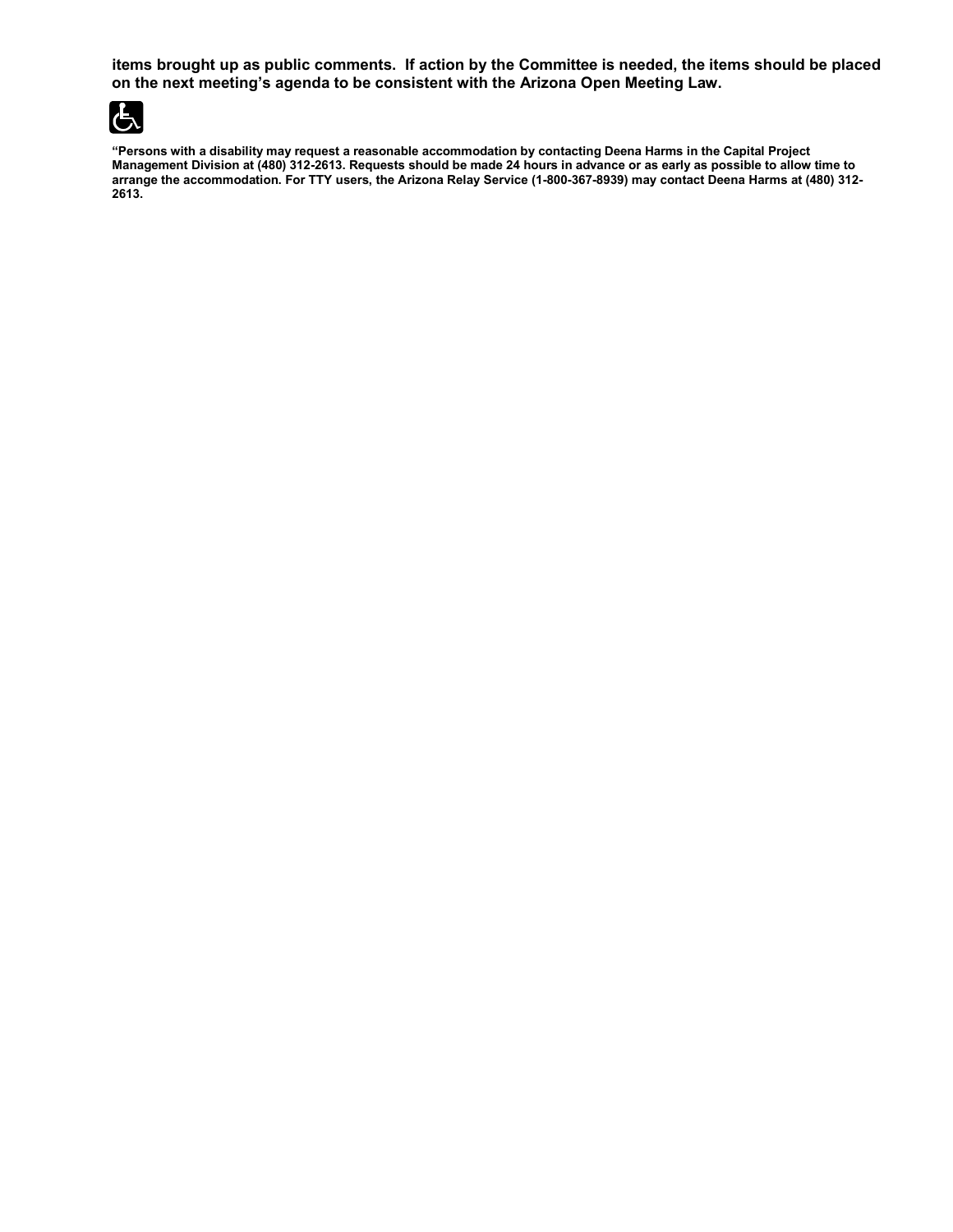**items brought up as public comments. If action by the Committee is needed, the items should be placed on the next meeting's agenda to be consistent with the Arizona Open Meeting Law.**

**"Persons with a disability may request a reasonable accommodation by contacting Deena Harms in the Capital Project Management Division at (480) 312-2613. Requests should be made 24 hours in advance or as early as possible to allow time to arrange the accommodation. For TTY users, the Arizona Relay Service (1-800-367-8939) may contact Deena Harms at (480) 312-2613.**